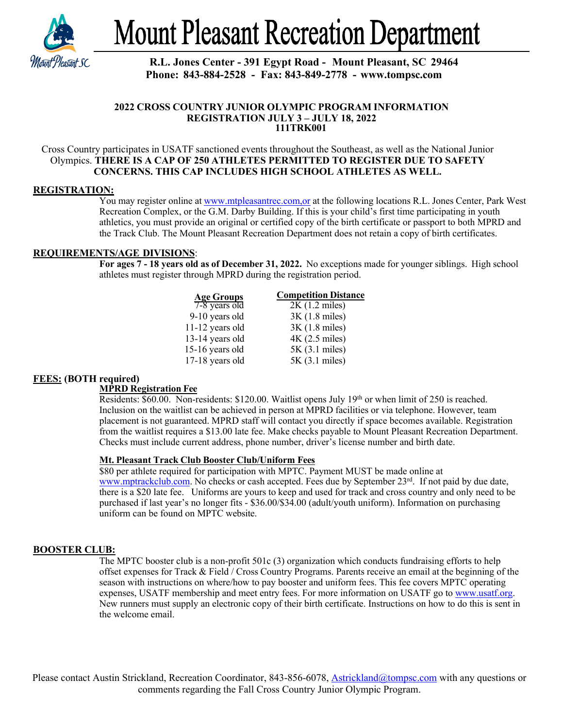# Mount Pleasant Recreation Department

**R.L. Jones Center - 391 Egypt Road - Mount Pleasant, SC 29464**
**Phone: 843-884-2528 - Fax: 843-849-2778 - www.tompsc.com**

## 2022 CROSS COUNTRY JUNIOR OLYMPIC PROGRAM INFORMATION
## REGISTRATION JULY 3 – JULY 18, 2022
## 111TRK001

Cross Country participates in USATF sanctioned events throughout the Southeast, as well as the National Junior Olympics. **THERE IS A CAP OF 250 ATHLETES PERMITTED TO REGISTER DUE TO SAFETY CONCERNS. THIS CAP INCLUDES HIGH SCHOOL ATHLETES AS WELL.**

### REGISTRATION:

You may register online at www.mtpleasantrec.com,or at the following locations R.L. Jones Center, Park West Recreation Complex, or the G.M. Darby Building. If this is your child's first time participating in youth athletics, you must provide an original or certified copy of the birth certificate or passport to both MPRD and the Track Club. The Mount Pleasant Recreation Department does not retain a copy of birth certificates.

### REQUIREMENTS/AGE DIVISIONS:

**For ages 7 - 18 years old as of December 31, 2022.** No exceptions made for younger siblings. High school athletes must register through MPRD during the registration period.

| Age Groups | Competition Distance |
|---|---|
| 7-8 years old | 2K (1.2 miles) |
| 9-10 years old | 3K (1.8 miles) |
| 11-12 years old | 3K (1.8 miles) |
| 13-14 years old | 4K (2.5 miles) |
| 15-16 years old | 5K (3.1 miles) |
| 17-18 years old | 5K (3.1 miles) |

### FEES: (BOTH required)

**MPRD Registration Fee**

Residents: $60.00. Non-residents: $120.00. Waitlist opens July 19th or when limit of 250 is reached. Inclusion on the waitlist can be achieved in person at MPRD facilities or via telephone. However, team placement is not guaranteed. MPRD staff will contact you directly if space becomes available. Registration from the waitlist requires a $13.00 late fee. Make checks payable to Mount Pleasant Recreation Department. Checks must include current address, phone number, driver's license number and birth date.

**Mt. Pleasant Track Club Booster Club/Uniform Fees**

$80 per athlete required for participation with MPTC. Payment MUST be made online at www.mptrackclub.com. No checks or cash accepted. Fees due by September 23rd. If not paid by due date, there is a $20 late fee. Uniforms are yours to keep and used for track and cross country and only need to be purchased if last year's no longer fits - $36.00/$34.00 (adult/youth uniform). Information on purchasing uniform can be found on MPTC website.

### BOOSTER CLUB:

The MPTC booster club is a non-profit 501c (3) organization which conducts fundraising efforts to help offset expenses for Track & Field / Cross Country Programs. Parents receive an email at the beginning of the season with instructions on where/how to pay booster and uniform fees. This fee covers MPTC operating expenses, USATF membership and meet entry fees. For more information on USATF go to www.usatf.org. New runners must supply an electronic copy of their birth certificate. Instructions on how to do this is sent in the welcome email.

Please contact Austin Strickland, Recreation Coordinator, 843-856-6078, Astrickland@tompsc.com with any questions or comments regarding the Fall Cross Country Junior Olympic Program.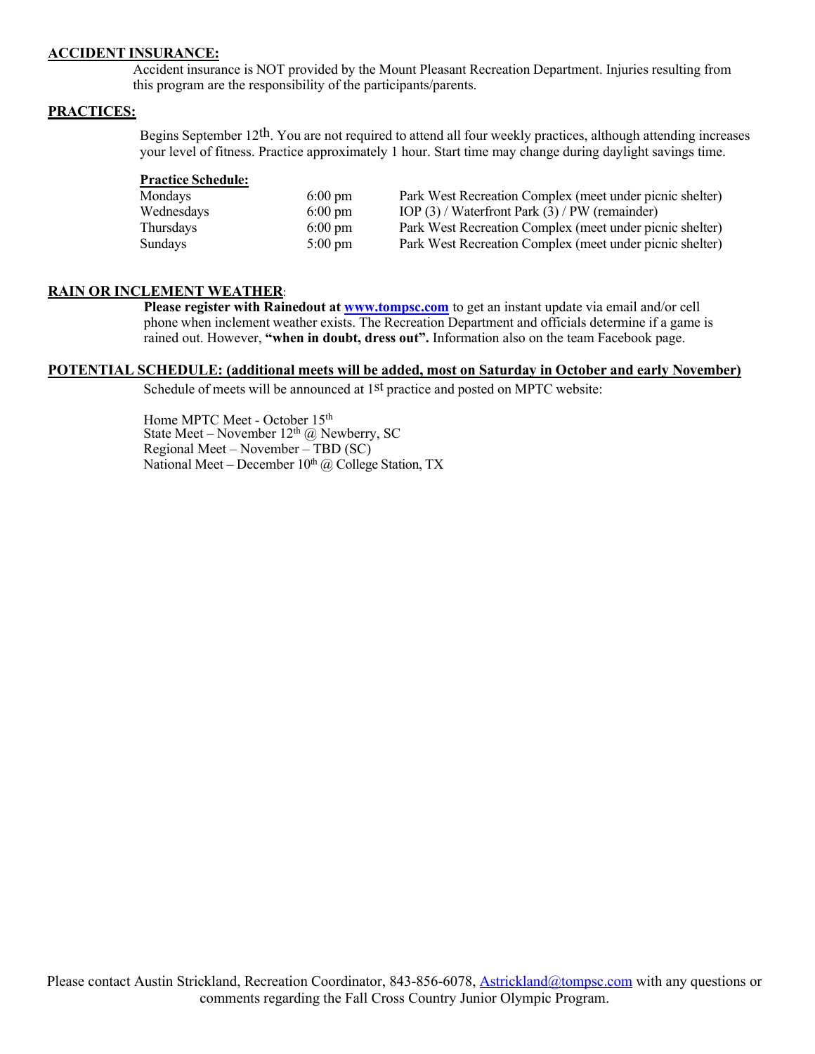**ACCIDENT INSURANCE:**

Accident insurance is NOT provided by the Mount Pleasant Recreation Department. Injuries resulting from this program are the responsibility of the participants/parents.

**PRACTICES:**

Begins September 12th. You are not required to attend all four weekly practices, although attending increases your level of fitness. Practice approximately 1 hour. Start time may change during daylight savings time.

**Practice Schedule:**

| | | |
|---|---|---|
| Mondays | 6:00 pm | Park West Recreation Complex (meet under picnic shelter) |
| Wednesdays | 6:00 pm | IOP (3) / Waterfront Park (3) / PW (remainder) |
| Thursdays | 6:00 pm | Park West Recreation Complex (meet under picnic shelter) |
| Sundays | 5:00 pm | Park West Recreation Complex (meet under picnic shelter) |

**RAIN OR INCLEMENT WEATHER**:

**Please register with Rainedout at [www.tompsc.com](http://www.tompsc.com)** to get an instant update via email and/or cell phone when inclement weather exists. The Recreation Department and officials determine if a game is rained out. However, **"when in doubt, dress out".** Information also on the team Facebook page.

**POTENTIAL SCHEDULE: (additional meets will be added, most on Saturday in October and early November)**

Schedule of meets will be announced at 1st practice and posted on MPTC website:

Home MPTC Meet - October 15th
State Meet – November 12th @ Newberry, SC
Regional Meet – November – TBD (SC)
National Meet – December 10th @ College Station, TX

Please contact Austin Strickland, Recreation Coordinator, 843-856-6078, [Astrickland@tompsc.com](mailto:Astrickland@tompsc.com) with any questions or comments regarding the Fall Cross Country Junior Olympic Program.